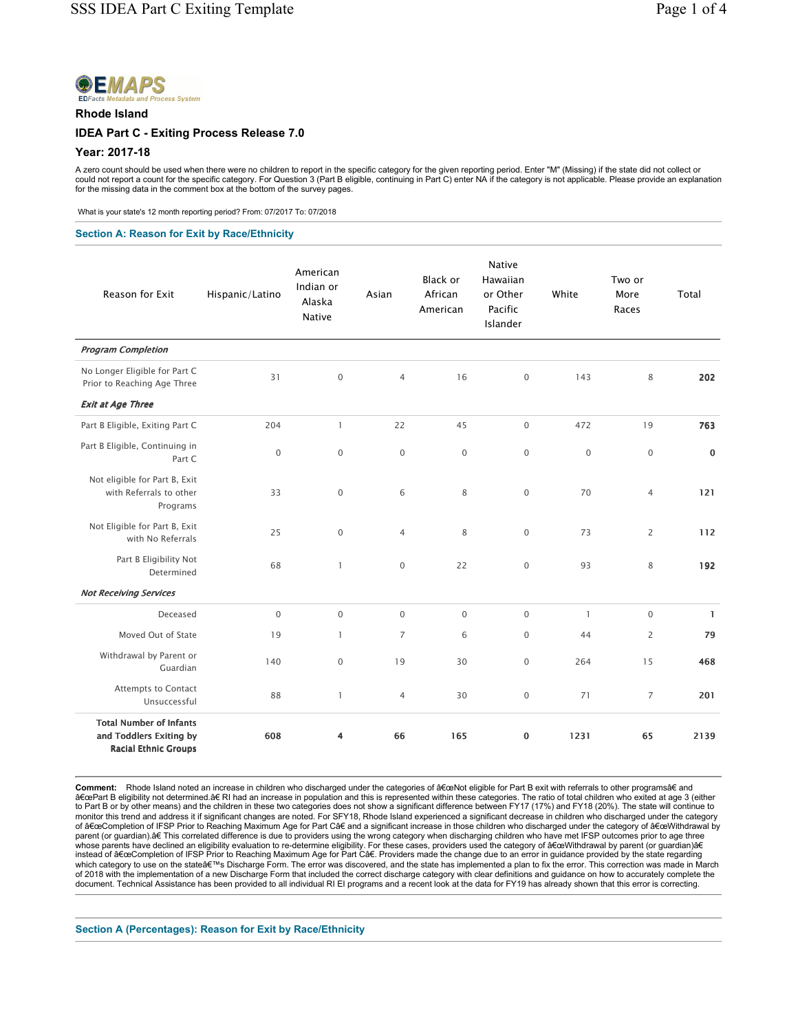EMAPS
EDFacts Metadata and Process System

**Rhode Island**

**IDEA Part C - Exiting Process Release 7.0**

**Year: 2017-18**

A zero count should be used when there were no children to report in the specific category for the given reporting period. Enter "M" (Missing) if the state did not collect or could not report a count for the specific category. For Question 3 (Part B eligible, continuing in Part C) enter NA if the category is not applicable. Please provide an explanation for the missing data in the comment box at the bottom of the survey pages.

What is your state's 12 month reporting period? From: 07/2017 To: 07/2018

## Section A: Reason for Exit by Race/Ethnicity

| Reason for Exit | Hispanic/Latino | American Indian or Alaska Native | Asian | Black or African American | Native Hawaiian or Other Pacific Islander | White | Two or More Races | Total |
|---|---|---|---|---|---|---|---|---|
| ***Program Completion*** | | | | | | | | |
| No Longer Eligible for Part C Prior to Reaching Age Three | 31 | 0 | 4 | 16 | 0 | 143 | 8 | **202** |
| ***Exit at Age Three*** | | | | | | | | |
| Part B Eligible, Exiting Part C | 204 | 1 | 22 | 45 | 0 | 472 | 19 | **763** |
| Part B Eligible, Continuing in Part C | 0 | 0 | 0 | 0 | 0 | 0 | 0 | **0** |
| Not eligible for Part B, Exit with Referrals to other Programs | 33 | 0 | 6 | 8 | 0 | 70 | 4 | **121** |
| Not Eligible for Part B, Exit with No Referrals | 25 | 0 | 4 | 8 | 0 | 73 | 2 | **112** |
| Part B Eligibility Not Determined | 68 | 1 | 0 | 22 | 0 | 93 | 8 | **192** |
| ***Not Receiving Services*** | | | | | | | | |
| Deceased | 0 | 0 | 0 | 0 | 0 | 1 | 0 | **1** |
| Moved Out of State | 19 | 1 | 7 | 6 | 0 | 44 | 2 | **79** |
| Withdrawal by Parent or Guardian | 140 | 0 | 19 | 30 | 0 | 264 | 15 | **468** |
| Attempts to Contact Unsuccessful | 88 | 1 | 4 | 30 | 0 | 71 | 7 | **201** |
| **Total Number of Infants and Toddlers Exiting by Racial Ethnic Groups** | **608** | **4** | **66** | **165** | **0** | **1231** | **65** | **2139** |

**Comment:** Rhode Island noted an increase in children who discharged under the categories of â€œNot eligible for Part B exit with referrals to other programsâ€ and â€œPart B eligibility not determined.â€ RI had an increase in population and this is represented within these categories. The ratio of total children who exited at age 3 (either to Part B or by other means) and the children in these two categories does not show a significant difference between FY17 (17%) and FY18 (20%). The state will continue to monitor this trend and address it if significant changes are noted. For SFY18, Rhode Island experienced a significant decrease in children who discharged under the category of â€œCompletion of IFSP Prior to Reaching Maximum Age for Part Câ€ and a significant increase in those children who discharged under the category of â€œWithdrawal by parent (or guardian).â€ This correlated difference is due to providers using the wrong category when discharging children who have met IFSP outcomes prior to age three whose parents have declined an eligibility evaluation to re-determine eligibility. For these cases, providers used the category of â€œWithdrawal by parent (or guardian)â€ instead of â€œCompletion of IFSP Prior to Reaching Maximum Age for Part Câ€. Providers made the change due to an error in guidance provided by the state regarding which category to use on the stateâ€™s Discharge Form. The error was discovered, and the state has implemented a plan to fix the error. This correction was made in March of 2018 with the implementation of a new Discharge Form that included the correct discharge category with clear definitions and guidance on how to accurately complete the document. Technical Assistance has been provided to all individual RI EI programs and a recent look at the data for FY19 has already shown that this error is correcting.

## Section A (Percentages): Reason for Exit by Race/Ethnicity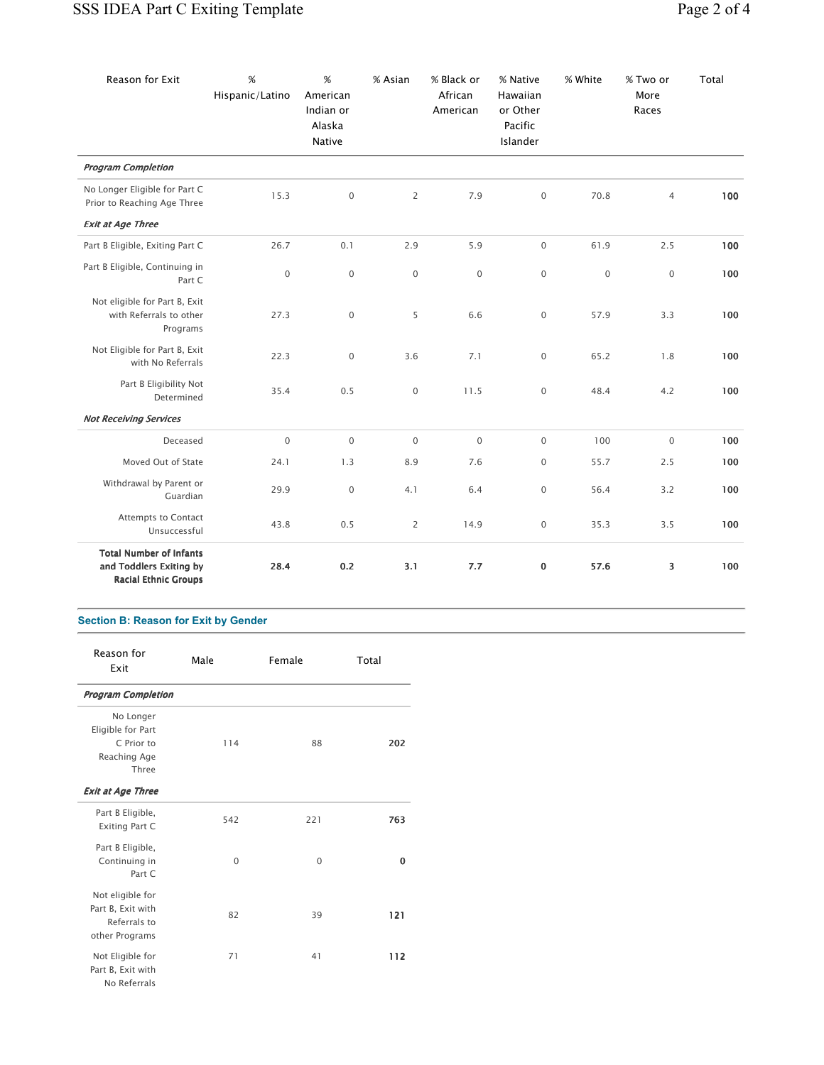| Reason for Exit | % Hispanic/Latino | % American Indian or Alaska Native | % Asian | % Black or African American | % Native Hawaiian or Other Pacific Islander | % White | % Two or More Races | Total |
|---|---|---|---|---|---|---|---|---|
| ***Program Completion*** | | | | | | | | |
| No Longer Eligible for Part C Prior to Reaching Age Three | 15.3 | 0 | 2 | 7.9 | 0 | 70.8 | 4 | **100** |
| ***Exit at Age Three*** | | | | | | | | |
| Part B Eligible, Exiting Part C | 26.7 | 0.1 | 2.9 | 5.9 | 0 | 61.9 | 2.5 | **100** |
| Part B Eligible, Continuing in Part C | 0 | 0 | 0 | 0 | 0 | 0 | 0 | **100** |
| Not eligible for Part B, Exit with Referrals to other Programs | 27.3 | 0 | 5 | 6.6 | 0 | 57.9 | 3.3 | **100** |
| Not Eligible for Part B, Exit with No Referrals | 22.3 | 0 | 3.6 | 7.1 | 0 | 65.2 | 1.8 | **100** |
| Part B Eligibility Not Determined | 35.4 | 0.5 | 0 | 11.5 | 0 | 48.4 | 4.2 | **100** |
| ***Not Receiving Services*** | | | | | | | | |
| Deceased | 0 | 0 | 0 | 0 | 0 | 100 | 0 | **100** |
| Moved Out of State | 24.1 | 1.3 | 8.9 | 7.6 | 0 | 55.7 | 2.5 | **100** |
| Withdrawal by Parent or Guardian | 29.9 | 0 | 4.1 | 6.4 | 0 | 56.4 | 3.2 | **100** |
| Attempts to Contact Unsuccessful | 43.8 | 0.5 | 2 | 14.9 | 0 | 35.3 | 3.5 | **100** |
| **Total Number of Infants and Toddlers Exiting by Racial Ethnic Groups** | **28.4** | **0.2** | **3.1** | **7.7** | **0** | **57.6** | **3** | 100 |

## Section B: Reason for Exit by Gender

| Reason for Exit | Male | Female | Total |
|---|---|---|---|
| ***Program Completion*** | | | |
| No Longer Eligible for Part C Prior to Reaching Age Three | 114 | 88 | **202** |
| ***Exit at Age Three*** | | | |
| Part B Eligible, Exiting Part C | 542 | 221 | **763** |
| Part B Eligible, Continuing in Part C | 0 | 0 | **0** |
| Not eligible for Part B, Exit with Referrals to other Programs | 82 | 39 | **121** |
| Not Eligible for Part B, Exit with No Referrals | 71 | 41 | **112** |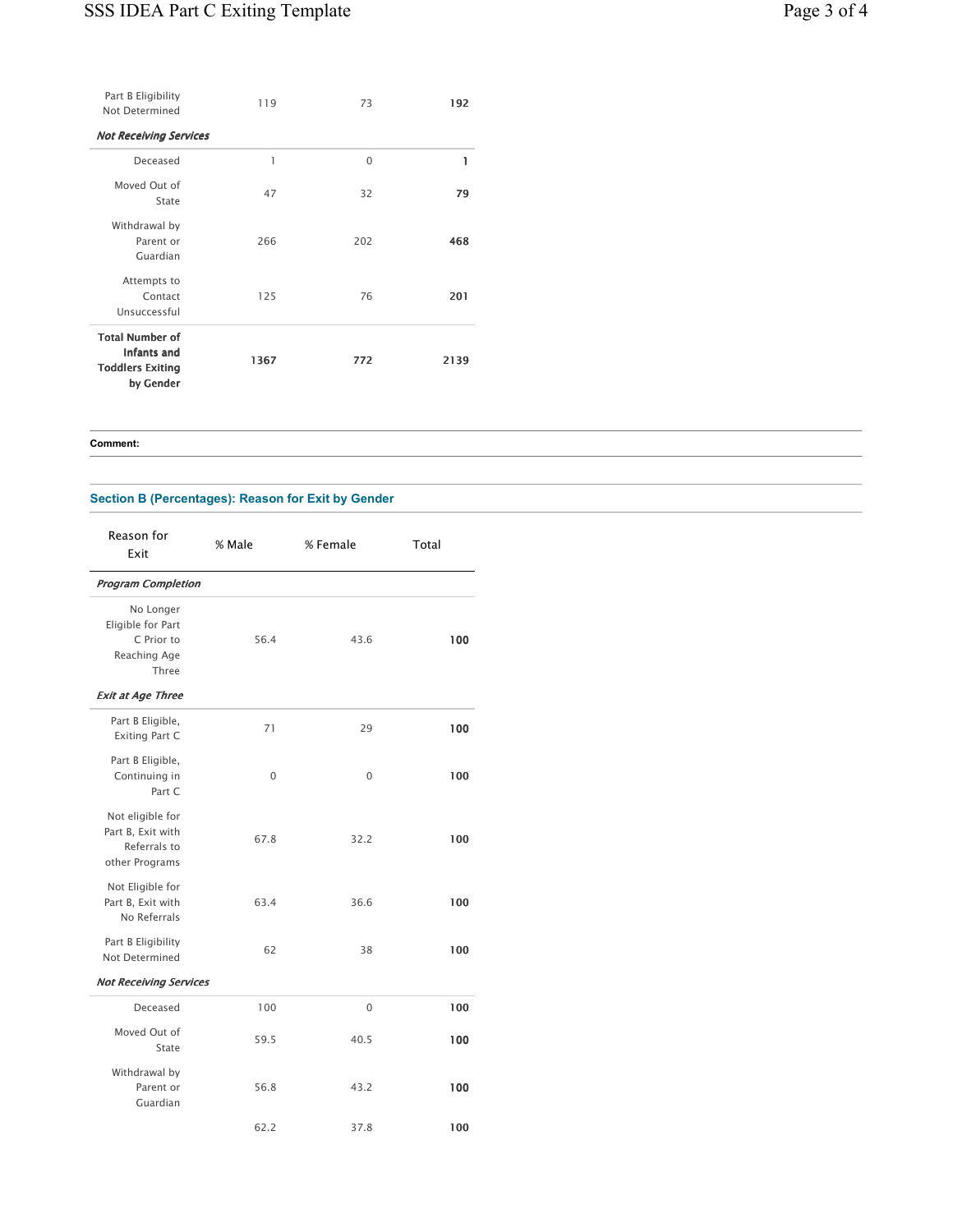| | | | |
|---|---|---|---|
| Part B Eligibility Not Determined | 119 | 73 | **192** |
| ***Not Receiving Services*** | | | |
| Deceased | 1 | 0 | **1** |
| Moved Out of State | 47 | 32 | **79** |
| Withdrawal by Parent or Guardian | 266 | 202 | **468** |
| Attempts to Contact Unsuccessful | 125 | 76 | **201** |
| **Total Number of Infants and Toddlers Exiting by Gender** | **1367** | **772** | **2139** |

**Comment:**

### Section B (Percentages): Reason for Exit by Gender

| Reason for Exit | % Male | % Female | Total |
|---|---|---|---|
| ***Program Completion*** | | | |
| No Longer Eligible for Part C Prior to Reaching Age Three | 56.4 | 43.6 | **100** |
| ***Exit at Age Three*** | | | |
| Part B Eligible, Exiting Part C | 71 | 29 | **100** |
| Part B Eligible, Continuing in Part C | 0 | 0 | **100** |
| Not eligible for Part B, Exit with Referrals to other Programs | 67.8 | 32.2 | **100** |
| Not Eligible for Part B, Exit with No Referrals | 63.4 | 36.6 | **100** |
| Part B Eligibility Not Determined | 62 | 38 | **100** |
| ***Not Receiving Services*** | | | |
| Deceased | 100 | 0 | **100** |
| Moved Out of State | 59.5 | 40.5 | **100** |
| Withdrawal by Parent or Guardian | 56.8 | 43.2 | **100** |
| | 62.2 | 37.8 | **100** |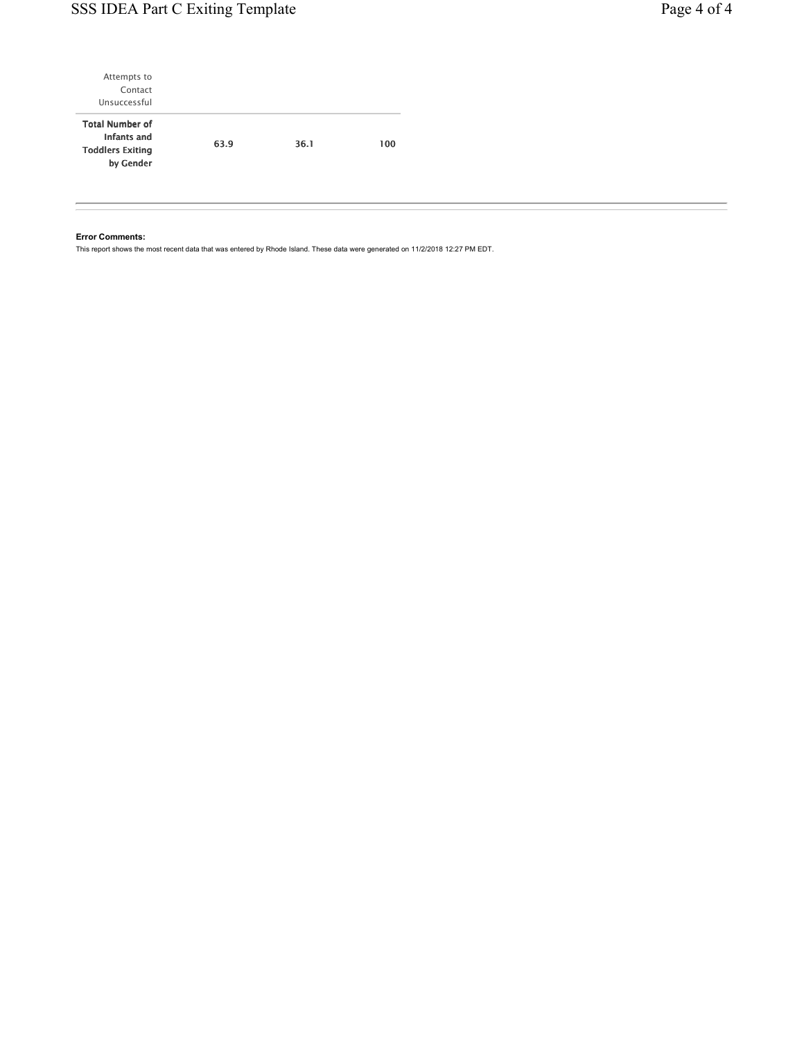| | | | |
|---|---|---|---|
| Attempts to Contact Unsuccessful | | | |
| **Total Number of Infants and Toddlers Exiting by Gender** | **63.9** | **36.1** | **100** |

**Error Comments:**

This report shows the most recent data that was entered by Rhode Island. These data were generated on 11/2/2018 12:27 PM EDT.